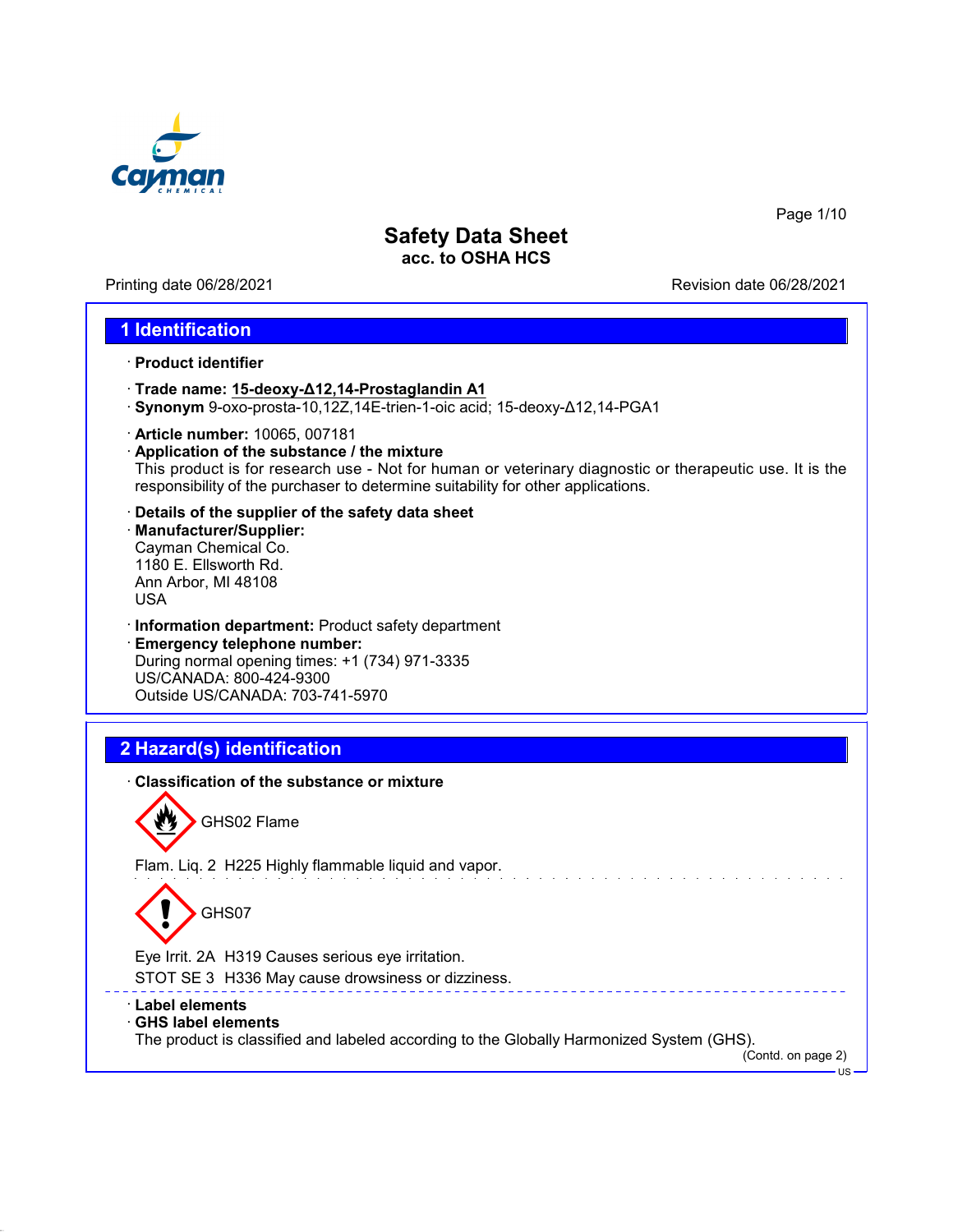# Safety Data Sheet
**acc. to OSHA HCS**

Printing date 06/28/2021 Revision date 06/28/2021

## 1 Identification

· **Product identifier**

· **Trade name: 15-deoxy-Δ12,14-Prostaglandin A1**
· **Synonym** 9-oxo-prosta-10,12Z,14E-trien-1-oic acid; 15-deoxy-Δ12,14-PGA1

· **Article number:** 10065, 007181
· **Application of the substance / the mixture**
This product is for research use - Not for human or veterinary diagnostic or therapeutic use. It is the responsibility of the purchaser to determine suitability for other applications.

· **Details of the supplier of the safety data sheet**
· **Manufacturer/Supplier:**
Cayman Chemical Co.
1180 E. Ellsworth Rd.
Ann Arbor, MI 48108
USA

· **Information department:** Product safety department
· **Emergency telephone number:**
During normal opening times: +1 (734) 971-3335
US/CANADA: 800-424-9300
Outside US/CANADA: 703-741-5970

## 2 Hazard(s) identification

· **Classification of the substance or mixture**

GHS02 Flame

Flam. Liq. 2 H225 Highly flammable liquid and vapor.

GHS07

Eye Irrit. 2A H319 Causes serious eye irritation.
STOT SE 3 H336 May cause drowsiness or dizziness.

· **Label elements**
· **GHS label elements**
The product is classified and labeled according to the Globally Harmonized System (GHS).

(Contd. on page 2)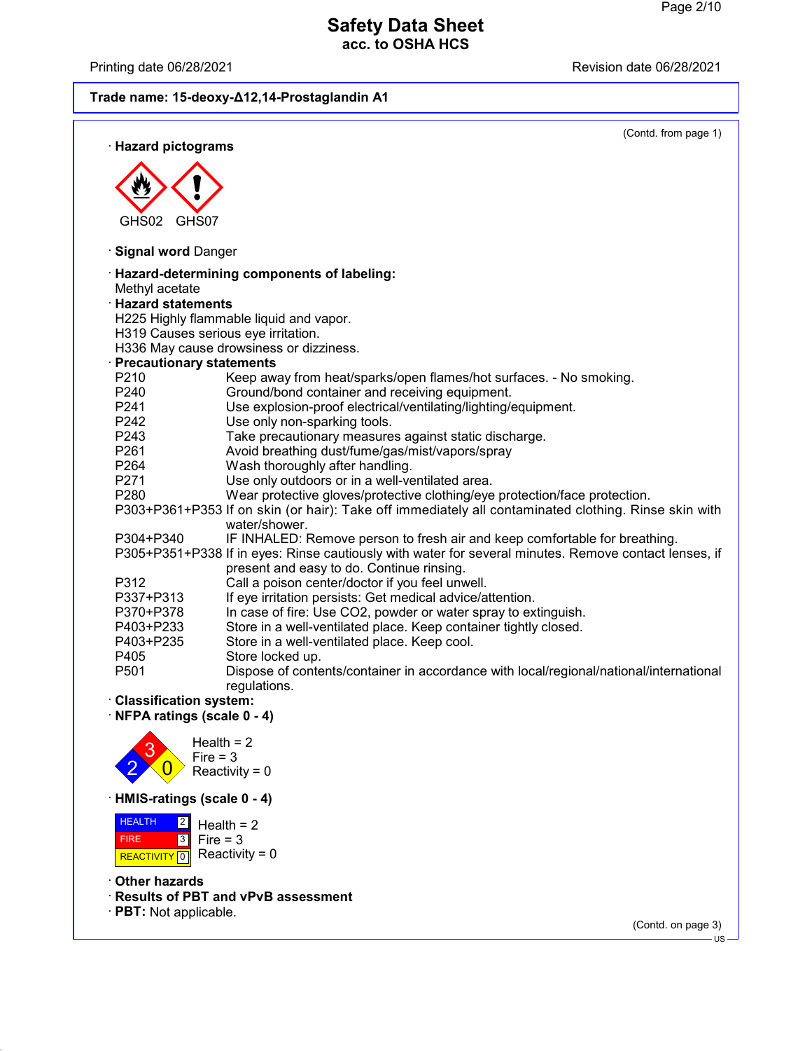**Trade name: 15-deoxy-Δ12,14-Prostaglandin A1**

(Contd. from page 1)

· **Hazard pictograms**

GHS02 GHS07

· **Signal word** Danger

· **Hazard-determining components of labeling:**
Methyl acetate

· **Hazard statements**
H225 Highly flammable liquid and vapor.
H319 Causes serious eye irritation.
H336 May cause drowsiness or dizziness.

· **Precautionary statements**

| | |
|---|---|
| P210 | Keep away from heat/sparks/open flames/hot surfaces. - No smoking. |
| P240 | Ground/bond container and receiving equipment. |
| P241 | Use explosion-proof electrical/ventilating/lighting/equipment. |
| P242 | Use only non-sparking tools. |
| P243 | Take precautionary measures against static discharge. |
| P261 | Avoid breathing dust/fume/gas/mist/vapors/spray |
| P264 | Wash thoroughly after handling. |
| P271 | Use only outdoors or in a well-ventilated area. |
| P280 | Wear protective gloves/protective clothing/eye protection/face protection. |
| P303+P361+P353 | If on skin (or hair): Take off immediately all contaminated clothing. Rinse skin with water/shower. |
| P304+P340 | IF INHALED: Remove person to fresh air and keep comfortable for breathing. |
| P305+P351+P338 | If in eyes: Rinse cautiously with water for several minutes. Remove contact lenses, if present and easy to do. Continue rinsing. |
| P312 | Call a poison center/doctor if you feel unwell. |
| P337+P313 | If eye irritation persists: Get medical advice/attention. |
| P370+P378 | In case of fire: Use $CO_2$, powder or water spray to extinguish. |
| P403+P233 | Store in a well-ventilated place. Keep container tightly closed. |
| P403+P235 | Store in a well-ventilated place. Keep cool. |
| P405 | Store locked up. |
| P501 | Dispose of contents/container in accordance with local/regional/national/international regulations. |

· **Classification system:**

· **NFPA ratings (scale 0 - 4)**

Health = 2
Fire = 3
Reactivity = 0

· **HMIS-ratings (scale 0 - 4)**

| | |
|---|---|
| HEALTH | 2 |
| FIRE | 3 |
| REACTIVITY | 0 |

Health = 2
Fire = 3
Reactivity = 0

· **Other hazards**

· **Results of PBT and vPvB assessment**

· **PBT:** Not applicable.

(Contd. on page 3)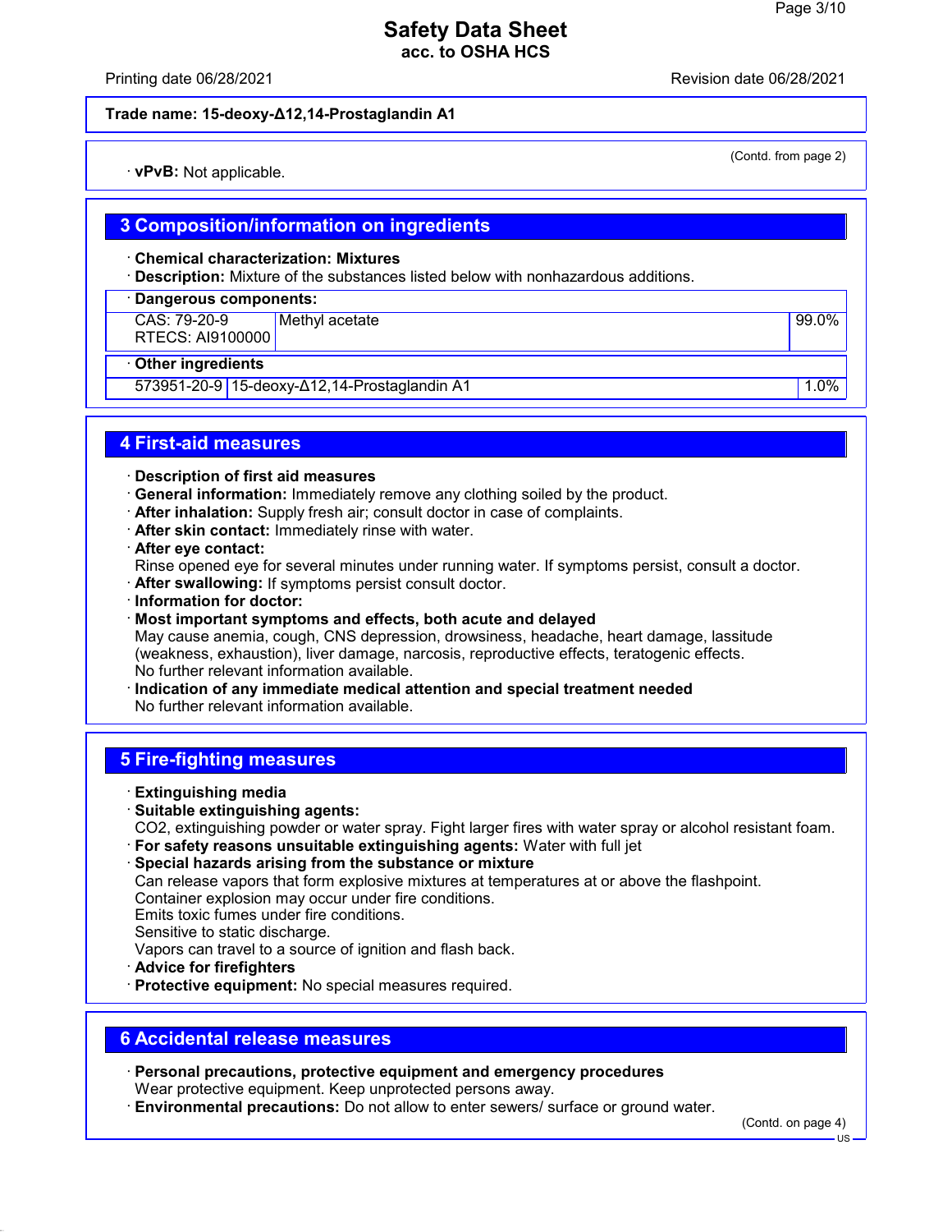(Contd. from page 2)

· **vPvB:** Not applicable.

## 3 Composition/information on ingredients

· **Chemical characterization: Mixtures**
· **Description:** Mixture of the substances listed below with nonhazardous additions.

· **Dangerous components:**

| | | |
|---|---|---|
| CAS: 79-20-9<br>RTECS: AI9100000 | Methyl acetate | 99.0% |

· **Other ingredients**

| | | |
|---|---|---|
| 573951-20-9 | 15-deoxy-Δ12,14-Prostaglandin A1 | 1.0% |

## 4 First-aid measures

· **Description of first aid measures**
· **General information:** Immediately remove any clothing soiled by the product.
· **After inhalation:** Supply fresh air; consult doctor in case of complaints.
· **After skin contact:** Immediately rinse with water.
· **After eye contact:**
Rinse opened eye for several minutes under running water. If symptoms persist, consult a doctor.
· **After swallowing:** If symptoms persist consult doctor.
· **Information for doctor:**
· **Most important symptoms and effects, both acute and delayed**
May cause anemia, cough, CNS depression, drowsiness, headache, heart damage, lassitude (weakness, exhaustion), liver damage, narcosis, reproductive effects, teratogenic effects.
No further relevant information available.
· **Indication of any immediate medical attention and special treatment needed**
No further relevant information available.

## 5 Fire-fighting measures

· **Extinguishing media**
· **Suitable extinguishing agents:**
CO2, extinguishing powder or water spray. Fight larger fires with water spray or alcohol resistant foam.
· **For safety reasons unsuitable extinguishing agents:** Water with full jet
· **Special hazards arising from the substance or mixture**
Can release vapors that form explosive mixtures at temperatures at or above the flashpoint.
Container explosion may occur under fire conditions.
Emits toxic fumes under fire conditions.
Sensitive to static discharge.
Vapors can travel to a source of ignition and flash back.
· **Advice for firefighters**
· **Protective equipment:** No special measures required.

## 6 Accidental release measures

· **Personal precautions, protective equipment and emergency procedures**
Wear protective equipment. Keep unprotected persons away.
· **Environmental precautions:** Do not allow to enter sewers/ surface or ground water.

(Contd. on page 4)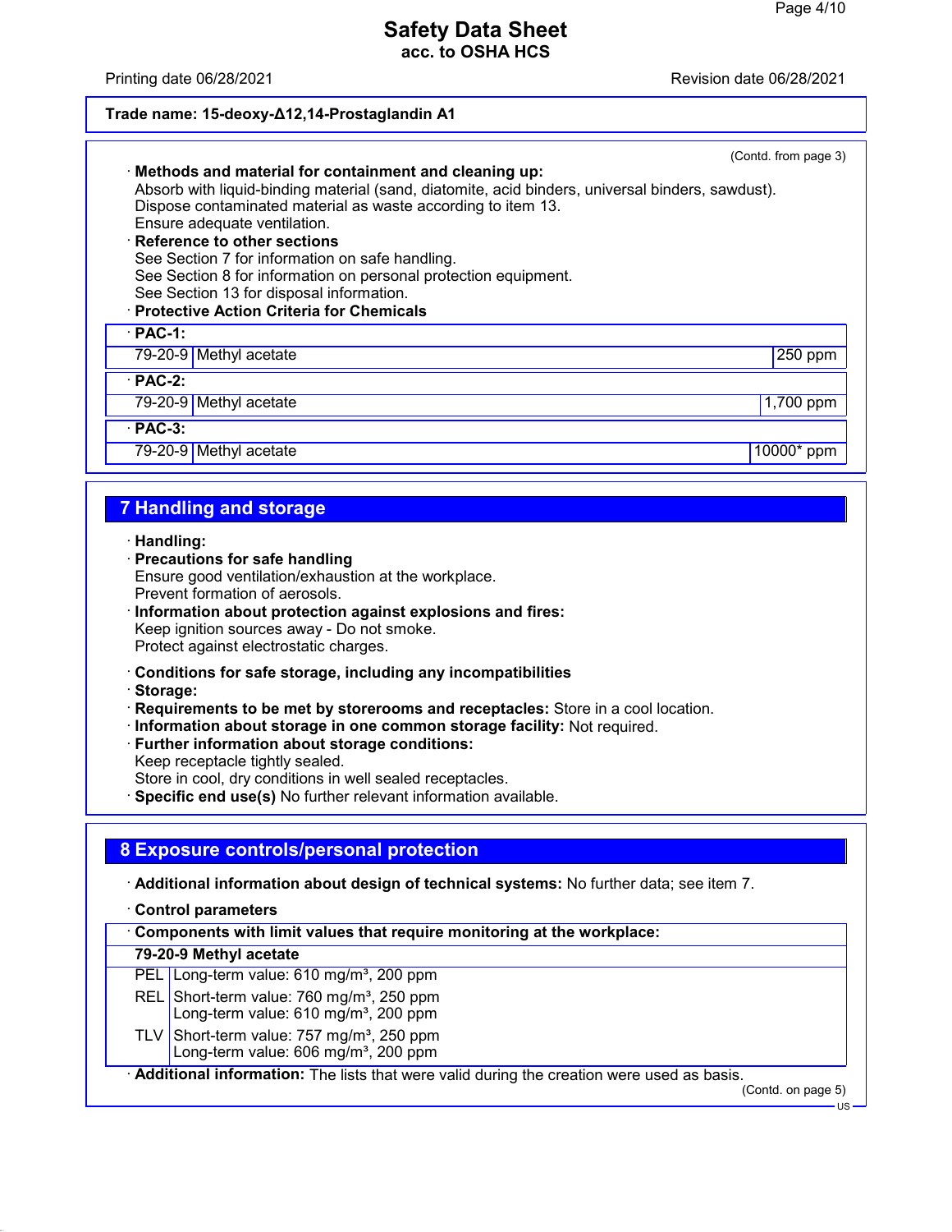**Trade name: 15-deoxy-Δ12,14-Prostaglandin A1**

(Contd. from page 3)

· **Methods and material for containment and cleaning up:**
Absorb with liquid-binding material (sand, diatomite, acid binders, universal binders, sawdust).
Dispose contaminated material as waste according to item 13.
Ensure adequate ventilation.

· **Reference to other sections**
See Section 7 for information on safe handling.
See Section 8 for information on personal protection equipment.
See Section 13 for disposal information.

· **Protective Action Criteria for Chemicals**

| · **PAC-1:** | | |
|---|---|---|
| 79-20-9 | Methyl acetate | 250 ppm |
| · **PAC-2:** | | |
| 79-20-9 | Methyl acetate | 1,700 ppm |
| · **PAC-3:** | | |
| 79-20-9 | Methyl acetate | 10000* ppm |

## 7 Handling and storage

· **Handling:**
· **Precautions for safe handling**
Ensure good ventilation/exhaustion at the workplace.
Prevent formation of aerosols.
· **Information about protection against explosions and fires:**
Keep ignition sources away - Do not smoke.
Protect against electrostatic charges.

· **Conditions for safe storage, including any incompatibilities**
· **Storage:**
· **Requirements to be met by storerooms and receptacles:** Store in a cool location.
· **Information about storage in one common storage facility:** Not required.
· **Further information about storage conditions:**
Keep receptacle tightly sealed.
Store in cool, dry conditions in well sealed receptacles.
· **Specific end use(s)** No further relevant information available.

## 8 Exposure controls/personal protection

· **Additional information about design of technical systems:** No further data; see item 7.

· **Control parameters**

| · **Components with limit values that require monitoring at the workplace:** | |
|---|---|
| **79-20-9 Methyl acetate** | |
| PEL | Long-term value: 610 mg/m³, 200 ppm |
| REL | Short-term value: 760 mg/m³, 250 ppm<br>Long-term value: 610 mg/m³, 200 ppm |
| TLV | Short-term value: 757 mg/m³, 250 ppm<br>Long-term value: 606 mg/m³, 200 ppm |

· **Additional information:** The lists that were valid during the creation were used as basis.

(Contd. on page 5)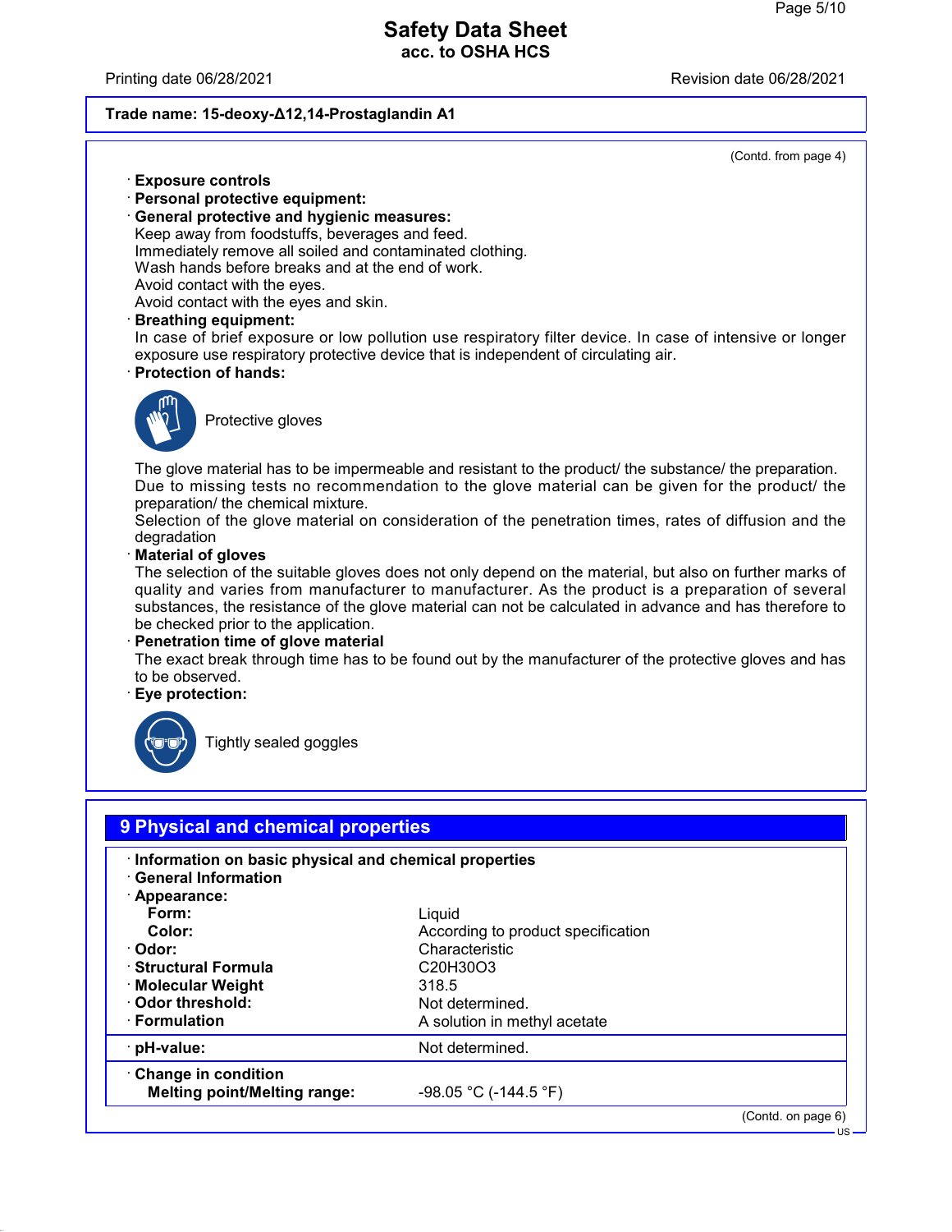**Trade name: 15-deoxy-Δ12,14-Prostaglandin A1**

(Contd. from page 4)

· **Exposure controls**
· **Personal protective equipment:**
· **General protective and hygienic measures:**
Keep away from foodstuffs, beverages and feed.
Immediately remove all soiled and contaminated clothing.
Wash hands before breaks and at the end of work.
Avoid contact with the eyes.
Avoid contact with the eyes and skin.
· **Breathing equipment:**
In case of brief exposure or low pollution use respiratory filter device. In case of intensive or longer exposure use respiratory protective device that is independent of circulating air.
· **Protection of hands:**

Protective gloves

The glove material has to be impermeable and resistant to the product/ the substance/ the preparation.
Due to missing tests no recommendation to the glove material can be given for the product/ the preparation/ the chemical mixture.
Selection of the glove material on consideration of the penetration times, rates of diffusion and the degradation
· **Material of gloves**
The selection of the suitable gloves does not only depend on the material, but also on further marks of quality and varies from manufacturer to manufacturer. As the product is a preparation of several substances, the resistance of the glove material can not be calculated in advance and has therefore to be checked prior to the application.
· **Penetration time of glove material**
The exact break through time has to be found out by the manufacturer of the protective gloves and has to be observed.
· **Eye protection:**

Tightly sealed goggles

## 9 Physical and chemical properties

· **Information on basic physical and chemical properties**
· **General Information**
· **Appearance:**

| | |
|---|---|
| **Form:** | Liquid |
| **Color:** | According to product specification |
| · **Odor:** | Characteristic |
| · **Structural Formula** | $C_{20}H_{30}O_3$ |
| · **Molecular Weight** | 318.5 |
| · **Odor threshold:** | Not determined. |
| · **Formulation** | A solution in methyl acetate |
| · **pH-value:** | Not determined. |
| · **Change in condition** | |
| **Melting point/Melting range:** | -98.05 °C (-144.5 °F) |

(Contd. on page 6)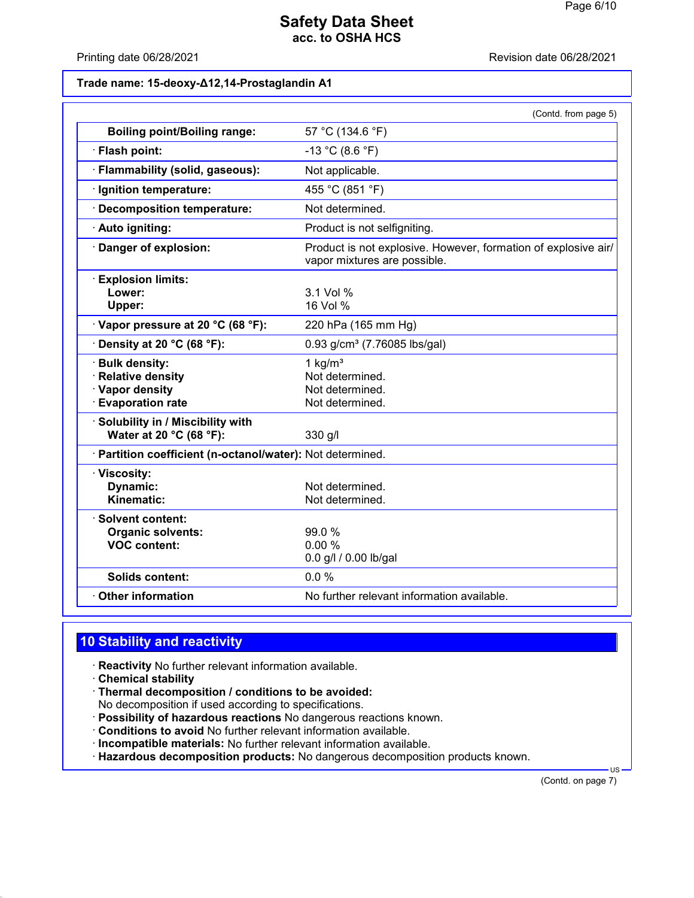**Trade name: 15-deoxy-Δ12,14-Prostaglandin A1**

(Contd. from page 5)

| | |
|---|---|
| **Boiling point/Boiling range:** | 57 °C (134.6 °F) |
| · **Flash point:** | -13 °C (8.6 °F) |
| · **Flammability (solid, gaseous):** | Not applicable. |
| · **Ignition temperature:** | 455 °C (851 °F) |
| · **Decomposition temperature:** | Not determined. |
| · **Auto igniting:** | Product is not selfigniting. |
| · **Danger of explosion:** | Product is not explosive. However, formation of explosive air/ vapor mixtures are possible. |
| · **Explosion limits:** | |
| **Lower:** | 3.1 Vol % |
| **Upper:** | 16 Vol % |
| · **Vapor pressure at 20 °C (68 °F):** | 220 hPa (165 mm Hg) |
| · **Density at 20 °C (68 °F):** | 0.93 g/cm³ (7.76085 lbs/gal) |
| · **Bulk density:** | 1 kg/m³ |
| · **Relative density** | Not determined. |
| · **Vapor density** | Not determined. |
| · **Evaporation rate** | Not determined. |
| · **Solubility in / Miscibility with** | |
| **Water at 20 °C (68 °F):** | 330 g/l |
| · **Partition coefficient (n-octanol/water):** | Not determined. |
| · **Viscosity:** | |
| **Dynamic:** | Not determined. |
| **Kinematic:** | Not determined. |
| · **Solvent content:** | |
| **Organic solvents:** | 99.0 % |
| **VOC content:** | 0.00 % |
| | 0.0 g/l / 0.00 lb/gal |
| **Solids content:** | 0.0 % |
| · **Other information** | No further relevant information available. |

## 10 Stability and reactivity

· **Reactivity** No further relevant information available.
· **Chemical stability**
· **Thermal decomposition / conditions to be avoided:**
No decomposition if used according to specifications.
· **Possibility of hazardous reactions** No dangerous reactions known.
· **Conditions to avoid** No further relevant information available.
· **Incompatible materials:** No further relevant information available.
· **Hazardous decomposition products:** No dangerous decomposition products known.

(Contd. on page 7)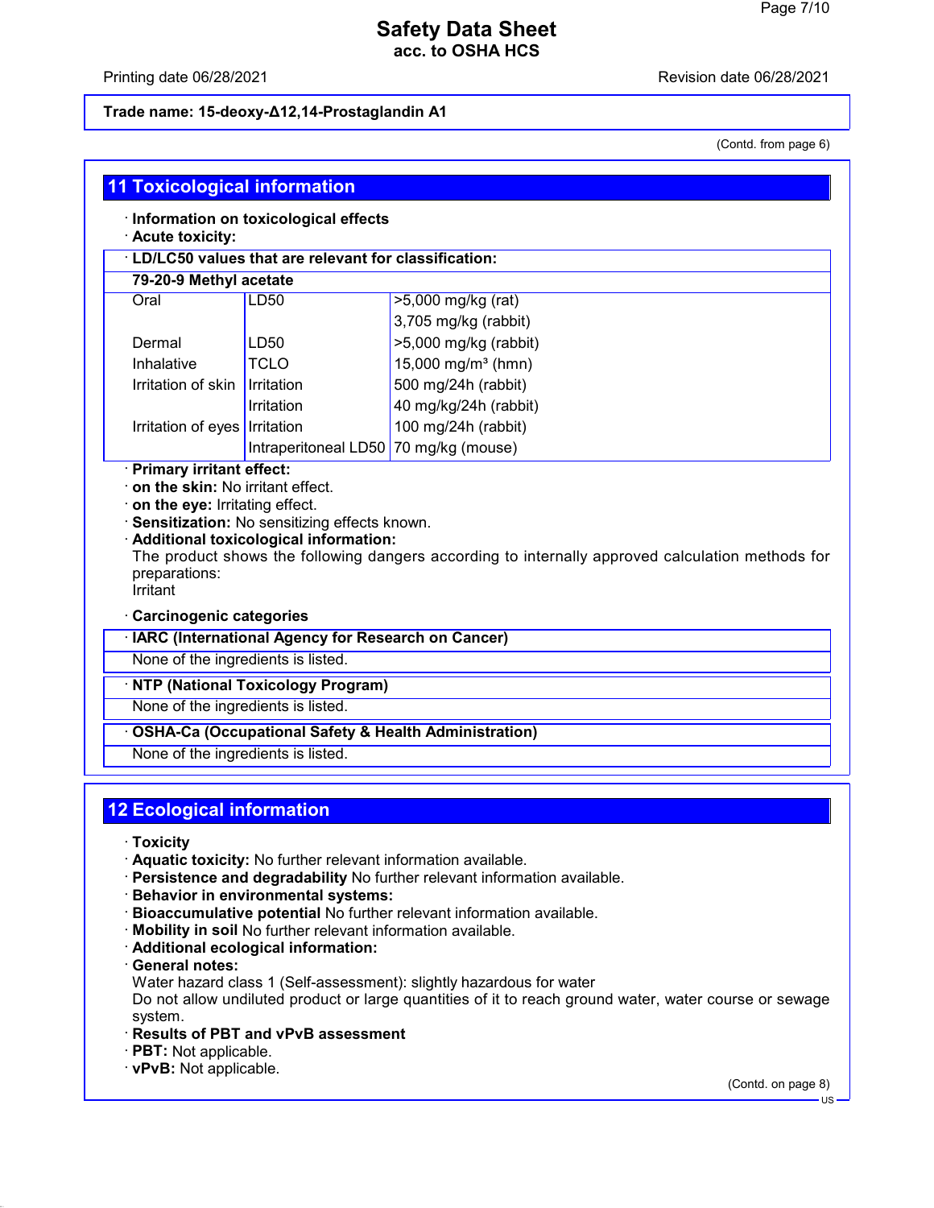(Contd. from page 6)

## 11 Toxicological information

· **Information on toxicological effects**
· **Acute toxicity:**

| · LD/LC50 values that are relevant for classification: | | |
|---|---|---|
| **79-20-9 Methyl acetate** | | |
| Oral | LD50 | >5,000 mg/kg (rat) |
| | | 3,705 mg/kg (rabbit) |
| Dermal | LD50 | >5,000 mg/kg (rabbit) |
| Inhalative | TCLO | 15,000 mg/m³ (hmn) |
| Irritation of skin | Irritation | 500 mg/24h (rabbit) |
| | Irritation | 40 mg/kg/24h (rabbit) |
| Irritation of eyes | Irritation | 100 mg/24h (rabbit) |
| | Intraperitoneal LD50 | 70 mg/kg (mouse) |

· **Primary irritant effect:**
· **on the skin:** No irritant effect.
· **on the eye:** Irritating effect.
· **Sensitization:** No sensitizing effects known.
· **Additional toxicological information:**
The product shows the following dangers according to internally approved calculation methods for preparations:
Irritant

· **Carcinogenic categories**

| · IARC (International Agency for Research on Cancer) |
|---|
| None of the ingredients is listed. |

| · NTP (National Toxicology Program) |
|---|
| None of the ingredients is listed. |

| · OSHA-Ca (Occupational Safety & Health Administration) |
|---|
| None of the ingredients is listed. |

## 12 Ecological information

· **Toxicity**
· **Aquatic toxicity:** No further relevant information available.
· **Persistence and degradability** No further relevant information available.
· **Behavior in environmental systems:**
· **Bioaccumulative potential** No further relevant information available.
· **Mobility in soil** No further relevant information available.
· **Additional ecological information:**
· **General notes:**
Water hazard class 1 (Self-assessment): slightly hazardous for water
Do not allow undiluted product or large quantities of it to reach ground water, water course or sewage system.
· **Results of PBT and vPvB assessment**
· **PBT:** Not applicable.
· **vPvB:** Not applicable.

(Contd. on page 8)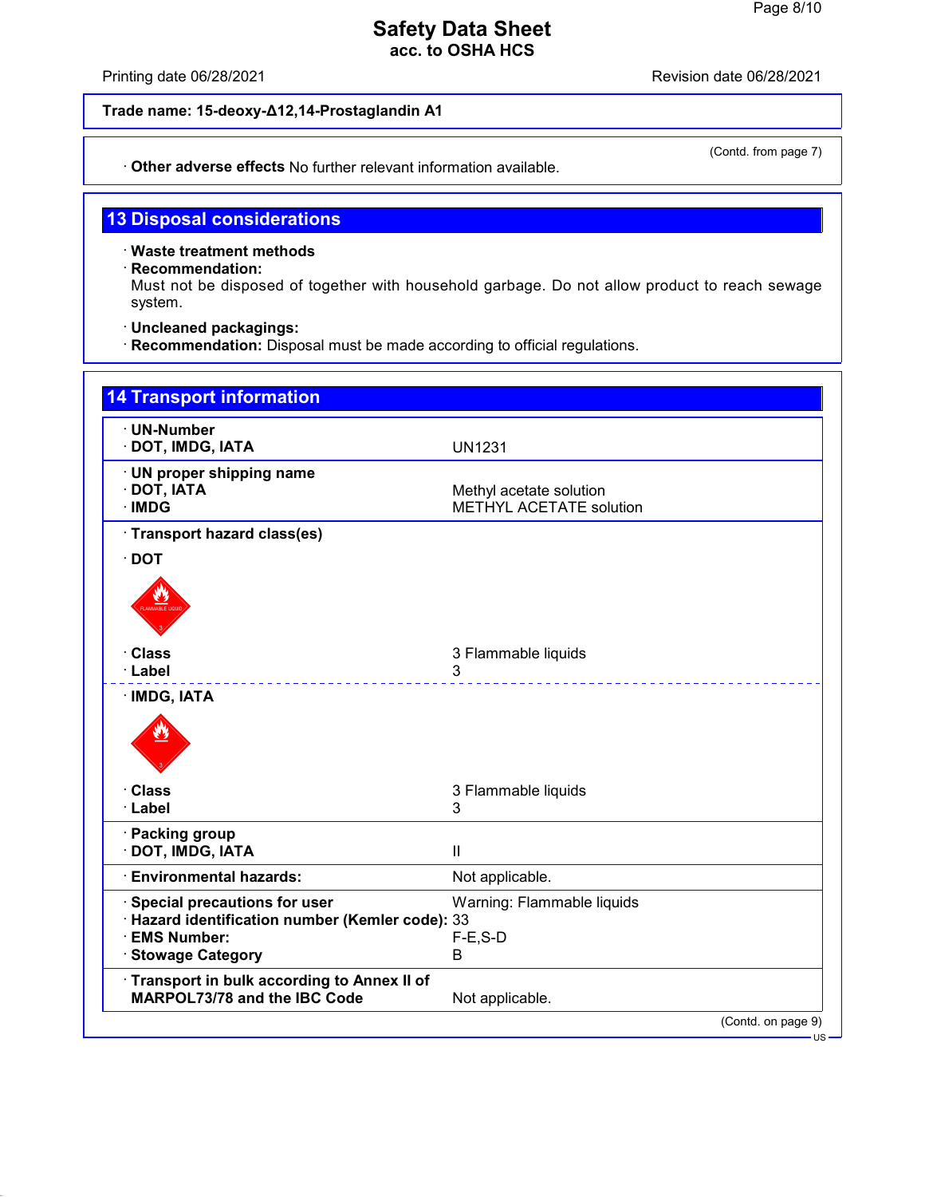Trade name: 15-deoxy-Δ12,14-Prostaglandin A1

(Contd. from page 7)

· **Other adverse effects** No further relevant information available.

## 13 Disposal considerations

· **Waste treatment methods**
· **Recommendation:**
Must not be disposed of together with household garbage. Do not allow product to reach sewage system.

· **Uncleaned packagings:**
· **Recommendation:** Disposal must be made according to official regulations.

## 14 Transport information

| | |
|---|---|
| · **UN-Number** | |
| · **DOT, IMDG, IATA** | UN1231 |
| · **UN proper shipping name** | |
| · **DOT, IATA** | Methyl acetate solution |
| · **IMDG** | METHYL ACETATE solution |
| · **Transport hazard class(es)** | |
| · **DOT** | |
| · **Class** | 3 Flammable liquids |
| · **Label** | 3 |
| · **IMDG, IATA** | |
| · **Class** | 3 Flammable liquids |
| · **Label** | 3 |
| · **Packing group** | |
| · **DOT, IMDG, IATA** | II |
| · **Environmental hazards:** | Not applicable. |
| · **Special precautions for user** | Warning: Flammable liquids |
| · **Hazard identification number (Kemler code):** | 33 |
| · **EMS Number:** | F-E,S-D |
| · **Stowage Category** | B |
| · **Transport in bulk according to Annex II of MARPOL73/78 and the IBC Code** | Not applicable. |

(Contd. on page 9)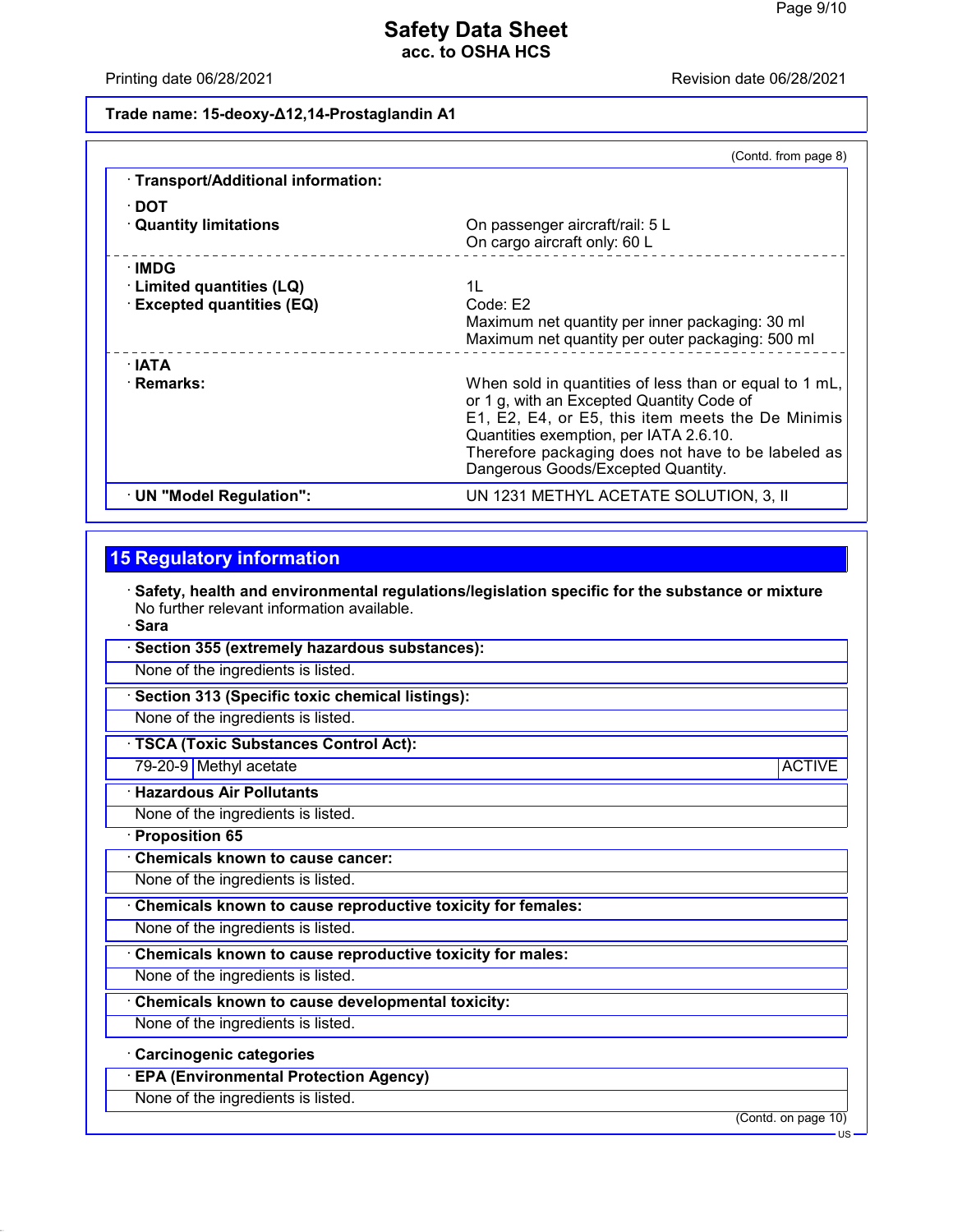**Trade name: 15-deoxy-Δ12,14-Prostaglandin A1**

(Contd. from page 8)

· **Transport/Additional information:**

· **DOT**

| | |
|---|---|
| · **Quantity limitations** | On passenger aircraft/rail: 5 L<br>On cargo aircraft only: 60 L |

· **IMDG**

| | |
|---|---|
| · **Limited quantities (LQ)** | 1L |
| · **Excepted quantities (EQ)** | Code: E2<br>Maximum net quantity per inner packaging: 30 ml<br>Maximum net quantity per outer packaging: 500 ml |

· **IATA**

| | |
|---|---|
| · **Remarks:** | When sold in quantities of less than or equal to 1 mL, or 1 g, with an Excepted Quantity Code of E1, E2, E4, or E5, this item meets the De Minimis Quantities exemption, per IATA 2.6.10. Therefore packaging does not have to be labeled as Dangerous Goods/Excepted Quantity. |

| | |
|---|---|
| · **UN "Model Regulation":** | UN 1231 METHYL ACETATE SOLUTION, 3, II |

## 15 Regulatory information

· **Safety, health and environmental regulations/legislation specific for the substance or mixture**
No further relevant information available.

· **Sara**

· **Section 355 (extremely hazardous substances):**
None of the ingredients is listed.

· **Section 313 (Specific toxic chemical listings):**
None of the ingredients is listed.

· **TSCA (Toxic Substances Control Act):**

| | | |
|---|---|---|
| 79-20-9 | Methyl acetate | ACTIVE |

· **Hazardous Air Pollutants**
None of the ingredients is listed.

· **Proposition 65**

· **Chemicals known to cause cancer:**
None of the ingredients is listed.

· **Chemicals known to cause reproductive toxicity for females:**
None of the ingredients is listed.

· **Chemicals known to cause reproductive toxicity for males:**
None of the ingredients is listed.

· **Chemicals known to cause developmental toxicity:**
None of the ingredients is listed.

· **Carcinogenic categories**

· **EPA (Environmental Protection Agency)**
None of the ingredients is listed.

(Contd. on page 10)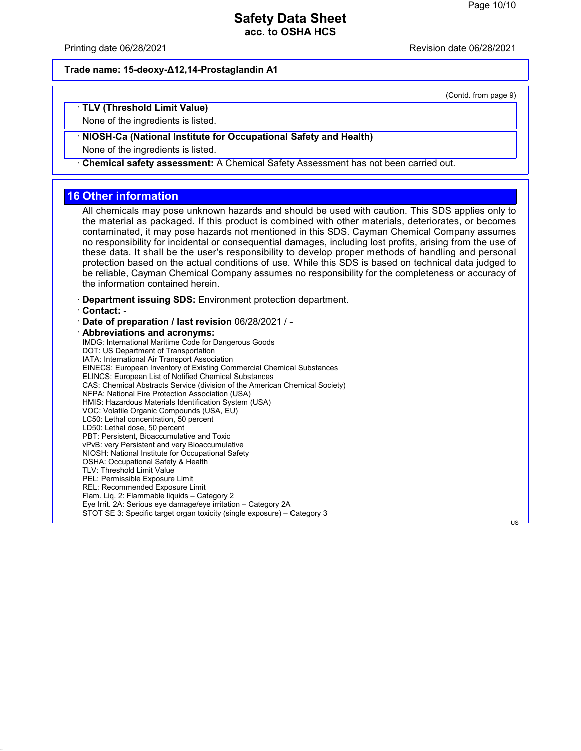(Contd. from page 9)

· **TLV (Threshold Limit Value)**

None of the ingredients is listed.

· **NIOSH-Ca (National Institute for Occupational Safety and Health)**

None of the ingredients is listed.

· **Chemical safety assessment:** A Chemical Safety Assessment has not been carried out.

## 16 Other information

All chemicals may pose unknown hazards and should be used with caution. This SDS applies only to the material as packaged. If this product is combined with other materials, deteriorates, or becomes contaminated, it may pose hazards not mentioned in this SDS. Cayman Chemical Company assumes no responsibility for incidental or consequential damages, including lost profits, arising from the use of these data. It shall be the user's responsibility to develop proper methods of handling and personal protection based on the actual conditions of use. While this SDS is based on technical data judged to be reliable, Cayman Chemical Company assumes no responsibility for the completeness or accuracy of the information contained herein.

· **Department issuing SDS:** Environment protection department.

· **Contact:** -

· **Date of preparation / last revision** 06/28/2021 / -

· **Abbreviations and acronyms:**

IMDG: International Maritime Code for Dangerous Goods
DOT: US Department of Transportation
IATA: International Air Transport Association
EINECS: European Inventory of Existing Commercial Chemical Substances
ELINCS: European List of Notified Chemical Substances
CAS: Chemical Abstracts Service (division of the American Chemical Society)
NFPA: National Fire Protection Association (USA)
HMIS: Hazardous Materials Identification System (USA)
VOC: Volatile Organic Compounds (USA, EU)
LC50: Lethal concentration, 50 percent
LD50: Lethal dose, 50 percent
PBT: Persistent, Bioaccumulative and Toxic
vPvB: very Persistent and very Bioaccumulative
NIOSH: National Institute for Occupational Safety
OSHA: Occupational Safety & Health
TLV: Threshold Limit Value
PEL: Permissible Exposure Limit
REL: Recommended Exposure Limit
Flam. Liq. 2: Flammable liquids – Category 2
Eye Irrit. 2A: Serious eye damage/eye irritation – Category 2A
STOT SE 3: Specific target organ toxicity (single exposure) – Category 3